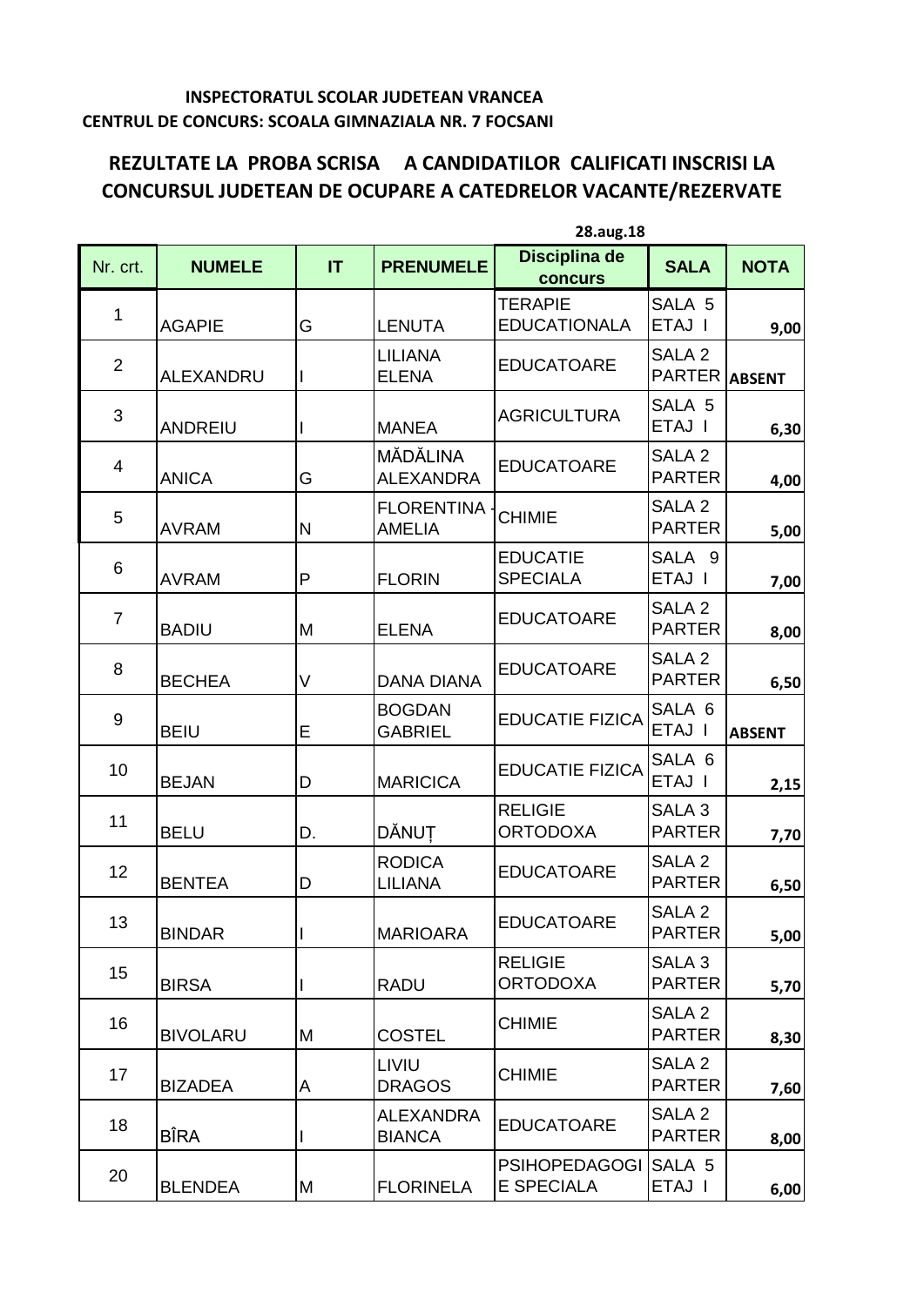**INSPECTORATUL SCOLAR JUDETEAN VRANCEA**
**CENTRUL DE CONCURS: SCOALA GIMNAZIALA NR. 7 FOCSANI**

## REZULTATE LA PROBA SCRISA A CANDIDATILOR CALIFICATI INSCRISI LA CONCURSUL JUDETEAN DE OCUPARE A CATEDRELOR VACANTE/REZERVATE

**28.aug.18**

| Nr. crt. | NUMELE | IT | PRENUMELE | Disciplina de concurs | SALA | NOTA |
|---|---|---|---|---|---|---|
| 1 | AGAPIE | G | LENUTA | TERAPIE EDUCATIONALA | SALA 5 ETAJ I | 9,00 |
| 2 | ALEXANDRU | I | LILIANA ELENA | EDUCATOARE | SALA 2 PARTER | ABSENT |
| 3 | ANDREIU | I | MANEA | AGRICULTURA | SALA 5 ETAJ I | 6,30 |
| 4 | ANICA | G | MĂDĂLINA ALEXANDRA | EDUCATOARE | SALA 2 PARTER | 4,00 |
| 5 | AVRAM | N | FLORENTINA - AMELIA | CHIMIE | SALA 2 PARTER | 5,00 |
| 6 | AVRAM | P | FLORIN | EDUCATIE SPECIALA | SALA 9 ETAJ I | 7,00 |
| 7 | BADIU | M | ELENA | EDUCATOARE | SALA 2 PARTER | 8,00 |
| 8 | BECHEA | V | DANA DIANA | EDUCATOARE | SALA 2 PARTER | 6,50 |
| 9 | BEIU | E | BOGDAN GABRIEL | EDUCATIE FIZICA | SALA 6 ETAJ I | ABSENT |
| 10 | BEJAN | D | MARICICA | EDUCATIE FIZICA | SALA 6 ETAJ I | 2,15 |
| 11 | BELU | D. | DĂNUȚ | RELIGIE ORTODOXA | SALA 3 PARTER | 7,70 |
| 12 | BENTEA | D | RODICA LILIANA | EDUCATOARE | SALA 2 PARTER | 6,50 |
| 13 | BINDAR | I | MARIOARA | EDUCATOARE | SALA 2 PARTER | 5,00 |
| 15 | BIRSA | I | RADU | RELIGIE ORTODOXA | SALA 3 PARTER | 5,70 |
| 16 | BIVOLARU | M | COSTEL | CHIMIE | SALA 2 PARTER | 8,30 |
| 17 | BIZADEA | A | LIVIU DRAGOS | CHIMIE | SALA 2 PARTER | 7,60 |
| 18 | BÎRA | I | ALEXANDRA BIANCA | EDUCATOARE | SALA 2 PARTER | 8,00 |
| 20 | BLENDEA | M | FLORINELA | PSIHOPEDAGOGIE SPECIALA | SALA 5 ETAJ I | 6,00 |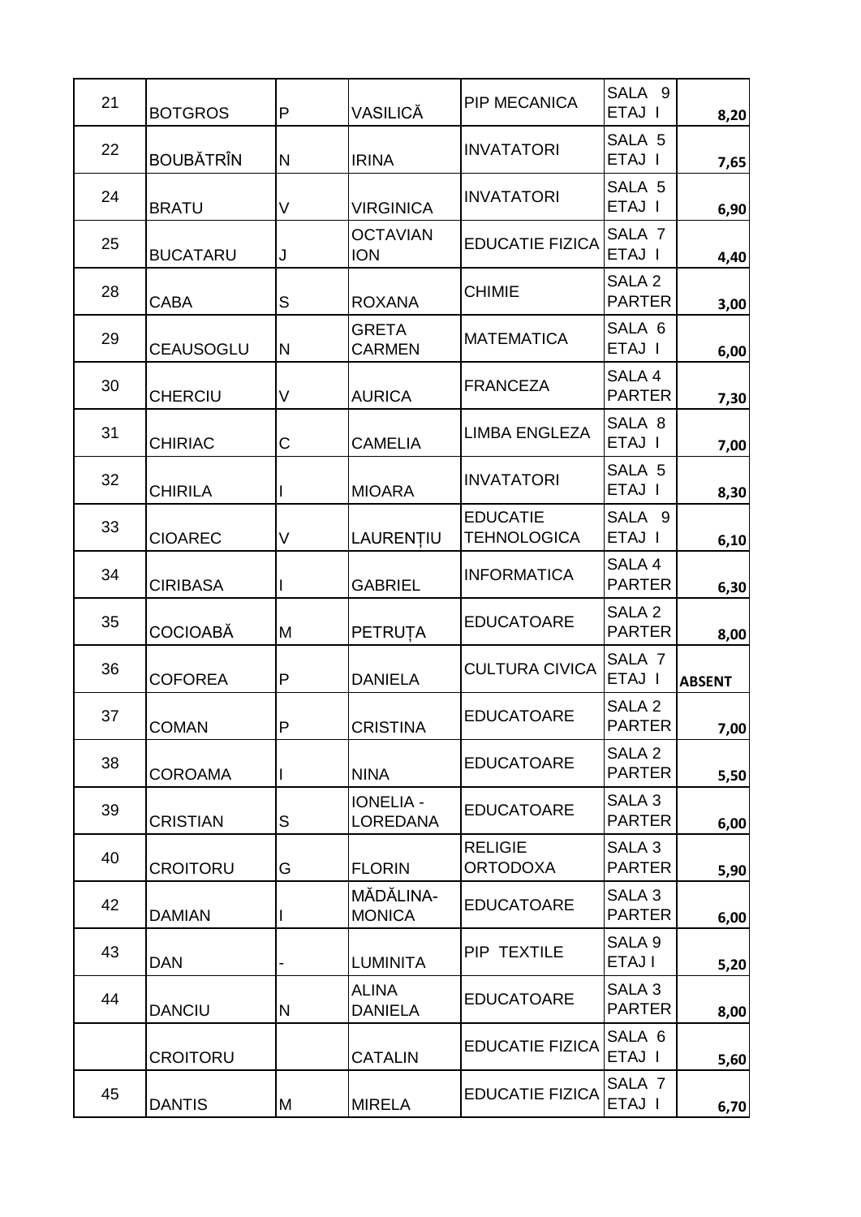| 21 | BOTGROS | P | VASILICĂ | PIP MECANICA | SALA 9 ETAJ I | 8,20 |
|---|---|---|---|---|---|---|
| 22 | BOUBĂTRÎN | N | IRINA | INVATATORI | SALA 5 ETAJ I | 7,65 |
| 24 | BRATU | V | VIRGINICA | INVATATORI | SALA 5 ETAJ I | 6,90 |
| 25 | BUCATARU | J | OCTAVIAN ION | EDUCATIE FIZICA | SALA 7 ETAJ I | 4,40 |
| 28 | CABA | S | ROXANA | CHIMIE | SALA 2 PARTER | 3,00 |
| 29 | CEAUSOGLU | N | GRETA CARMEN | MATEMATICA | SALA 6 ETAJ I | 6,00 |
| 30 | CHERCIU | V | AURICA | FRANCEZA | SALA 4 PARTER | 7,30 |
| 31 | CHIRIAC | C | CAMELIA | LIMBA ENGLEZA | SALA 8 ETAJ I | 7,00 |
| 32 | CHIRILA | I | MIOARA | INVATATORI | SALA 5 ETAJ I | 8,30 |
| 33 | CIOAREC | V | LAURENȚIU | EDUCATIE TEHNOLOGICA | SALA 9 ETAJ I | 6,10 |
| 34 | CIRIBASA | I | GABRIEL | INFORMATICA | SALA 4 PARTER | 6,30 |
| 35 | COCIOABĂ | M | PETRUȚA | EDUCATOARE | SALA 2 PARTER | 8,00 |
| 36 | COFOREA | P | DANIELA | CULTURA CIVICA | SALA 7 ETAJ I | **ABSENT** |
| 37 | COMAN | P | CRISTINA | EDUCATOARE | SALA 2 PARTER | 7,00 |
| 38 | COROAMA | I | NINA | EDUCATOARE | SALA 2 PARTER | 5,50 |
| 39 | CRISTIAN | S | IONELIA - LOREDANA | EDUCATOARE | SALA 3 PARTER | 6,00 |
| 40 | CROITORU | G | FLORIN | RELIGIE ORTODOXA | SALA 3 PARTER | 5,90 |
| 42 | DAMIAN | I | MĂDĂLINA-MONICA | EDUCATOARE | SALA 3 PARTER | 6,00 |
| 43 | DAN | - | LUMINITA | PIP TEXTILE | SALA 9 ETAJ I | 5,20 |
| 44 | DANCIU | N | ALINA DANIELA | EDUCATOARE | SALA 3 PARTER | 8,00 |
| | CROITORU | | CATALIN | EDUCATIE FIZICA | SALA 6 ETAJ I | 5,60 |
| 45 | DANTIS | M | MIRELA | EDUCATIE FIZICA | SALA 7 ETAJ I | 6,70 |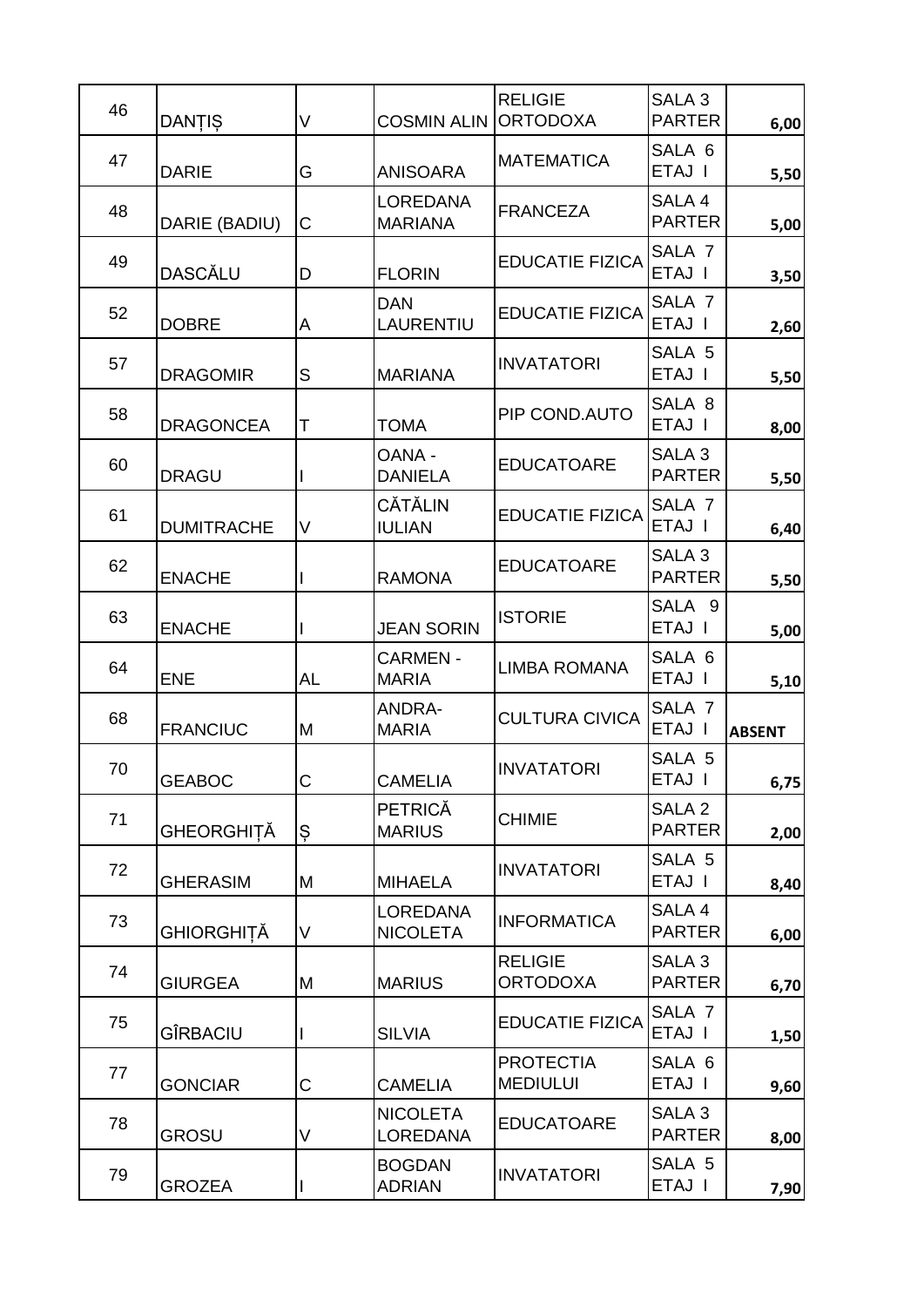| | | | | | | |
|---|---|---|---|---|---|---|
| 46 | DANȚIȘ | V | COSMIN ALIN | RELIGIE ORTODOXA | SALA 3 PARTER | 6,00 |
| 47 | DARIE | G | ANISOARA | MATEMATICA | SALA 6 ETAJ I | 5,50 |
| 48 | DARIE (BADIU) | C | LOREDANA MARIANA | FRANCEZA | SALA 4 PARTER | 5,00 |
| 49 | DASCĂLU | D | FLORIN | EDUCATIE FIZICA | SALA 7 ETAJ I | 3,50 |
| 52 | DOBRE | A | DAN LAURENTIU | EDUCATIE FIZICA | SALA 7 ETAJ I | 2,60 |
| 57 | DRAGOMIR | S | MARIANA | INVATATORI | SALA 5 ETAJ I | 5,50 |
| 58 | DRAGONCEA | T | TOMA | PIP COND.AUTO | SALA 8 ETAJ I | 8,00 |
| 60 | DRAGU | I | OANA - DANIELA | EDUCATOARE | SALA 3 PARTER | 5,50 |
| 61 | DUMITRACHE | V | CĂTĂLIN IULIAN | EDUCATIE FIZICA | SALA 7 ETAJ I | 6,40 |
| 62 | ENACHE | I | RAMONA | EDUCATOARE | SALA 3 PARTER | 5,50 |
| 63 | ENACHE | I | JEAN SORIN | ISTORIE | SALA 9 ETAJ I | 5,00 |
| 64 | ENE | AL | CARMEN - MARIA | LIMBA ROMANA | SALA 6 ETAJ I | 5,10 |
| 68 | FRANCIUC | M | ANDRA-MARIA | CULTURA CIVICA | SALA 7 ETAJ I | ABSENT |
| 70 | GEABOC | C | CAMELIA | INVATATORI | SALA 5 ETAJ I | 6,75 |
| 71 | GHEORGHIȚĂ | Ș | PETRICĂ MARIUS | CHIMIE | SALA 2 PARTER | 2,00 |
| 72 | GHERASIM | M | MIHAELA | INVATATORI | SALA 5 ETAJ I | 8,40 |
| 73 | GHIORGHIȚĂ | V | LOREDANA NICOLETA | INFORMATICA | SALA 4 PARTER | 6,00 |
| 74 | GIURGEA | M | MARIUS | RELIGIE ORTODOXA | SALA 3 PARTER | 6,70 |
| 75 | GÎRBACIU | I | SILVIA | EDUCATIE FIZICA | SALA 7 ETAJ I | 1,50 |
| 77 | GONCIAR | C | CAMELIA | PROTECTIA MEDIULUI | SALA 6 ETAJ I | 9,60 |
| 78 | GROSU | V | NICOLETA LOREDANA | EDUCATOARE | SALA 3 PARTER | 8,00 |
| 79 | GROZEA | I | BOGDAN ADRIAN | INVATATORI | SALA 5 ETAJ I | 7,90 |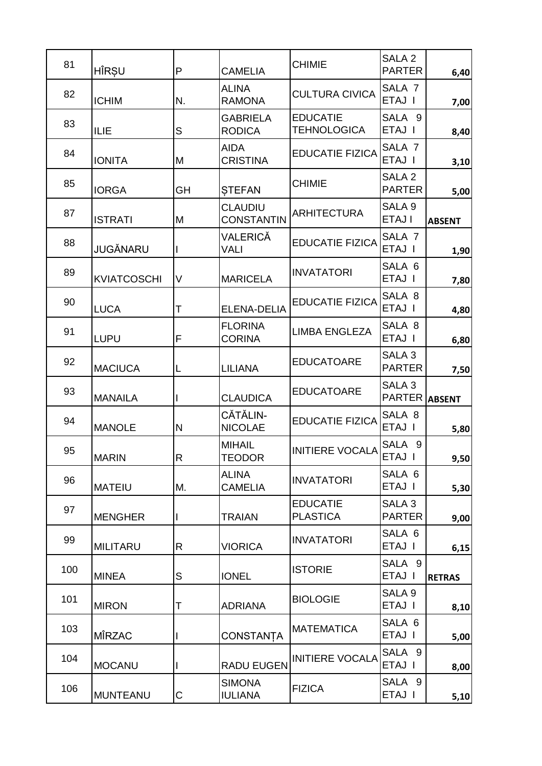| 81 | HÎRȘU | P | CAMELIA | CHIMIE | SALA 2 PARTER | 6,40 |
|---|---|---|---|---|---|---|
| 82 | ICHIM | N. | ALINA RAMONA | CULTURA CIVICA | SALA 7 ETAJ I | 7,00 |
| 83 | ILIE | S | GABRIELA RODICA | EDUCATIE TEHNOLOGICA | SALA 9 ETAJ I | 8,40 |
| 84 | IONITA | M | AIDA CRISTINA | EDUCATIE FIZICA | SALA 7 ETAJ I | 3,10 |
| 85 | IORGA | GH | ȘTEFAN | CHIMIE | SALA 2 PARTER | 5,00 |
| 87 | ISTRATI | M | CLAUDIU CONSTANTIN | ARHITECTURA | SALA 9 ETAJ I | **ABSENT** |
| 88 | JUGĂNARU | I | VALERICĂ VALI | EDUCATIE FIZICA | SALA 7 ETAJ I | 1,90 |
| 89 | KVIATCOSCHI | V | MARICELA | INVATATORI | SALA 6 ETAJ I | 7,80 |
| 90 | LUCA | T | ELENA-DELIA | EDUCATIE FIZICA | SALA 8 ETAJ I | 4,80 |
| 91 | LUPU | F | FLORINA CORINA | LIMBA ENGLEZA | SALA 8 ETAJ I | 6,80 |
| 92 | MACIUCA | L | LILIANA | EDUCATOARE | SALA 3 PARTER | 7,50 |
| 93 | MANAILA | I | CLAUDICA | EDUCATOARE | SALA 3 PARTER | **ABSENT** |
| 94 | MANOLE | N | CĂTĂLIN-NICOLAE | EDUCATIE FIZICA | SALA 8 ETAJ I | 5,80 |
| 95 | MARIN | R | MIHAIL TEODOR | INITIERE VOCALA | SALA 9 ETAJ I | 9,50 |
| 96 | MATEIU | M. | ALINA CAMELIA | INVATATORI | SALA 6 ETAJ I | 5,30 |
| 97 | MENGHER | I | TRAIAN | EDUCATIE PLASTICA | SALA 3 PARTER | 9,00 |
| 99 | MILITARU | R | VIORICA | INVATATORI | SALA 6 ETAJ I | 6,15 |
| 100 | MINEA | S | IONEL | ISTORIE | SALA 9 ETAJ I | **RETRAS** |
| 101 | MIRON | T | ADRIANA | BIOLOGIE | SALA 9 ETAJ I | 8,10 |
| 103 | MÎRZAC | I | CONSTANȚA | MATEMATICA | SALA 6 ETAJ I | 5,00 |
| 104 | MOCANU | I | RADU EUGEN | INITIERE VOCALA | SALA 9 ETAJ I | 8,00 |
| 106 | MUNTEANU | C | SIMONA IULIANA | FIZICA | SALA 9 ETAJ I | 5,10 |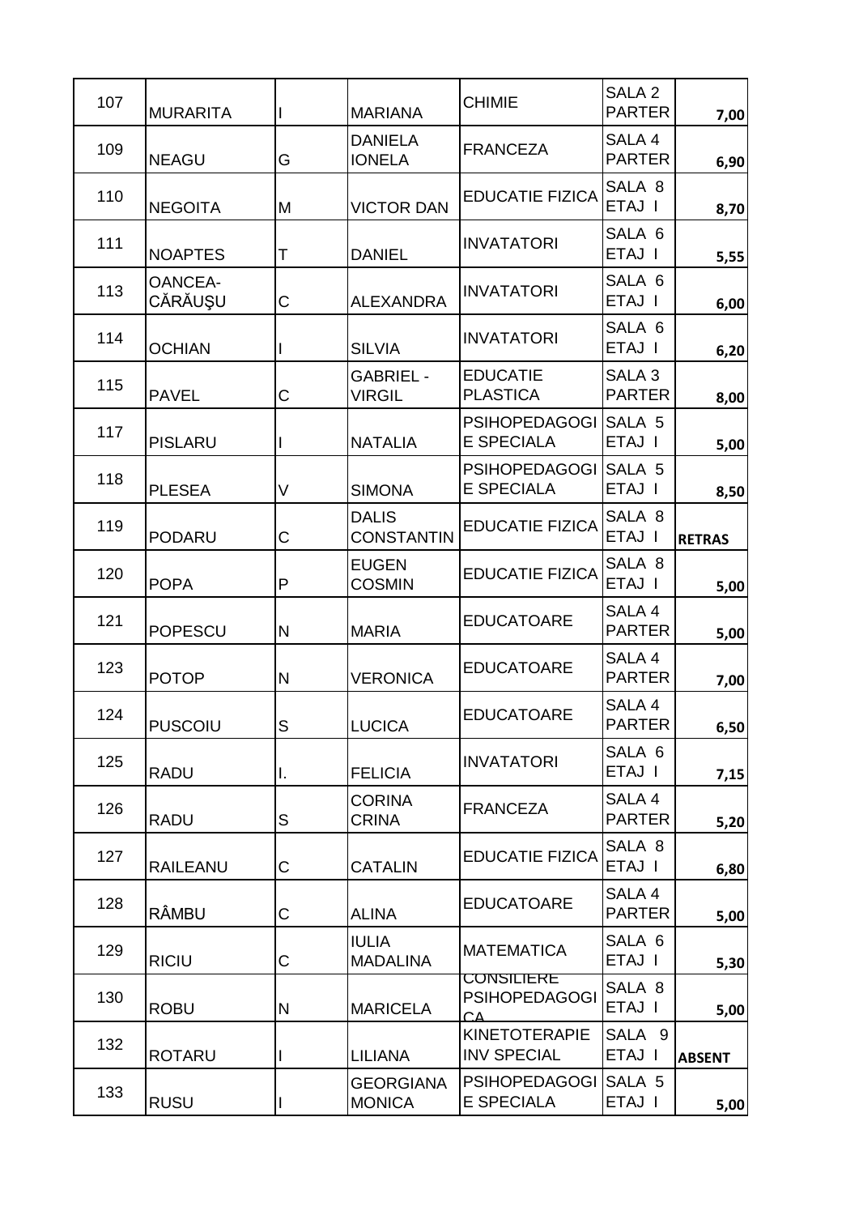| | | | | | | |
|---|---|---|---|---|---|---|
| 107 | MURARITA | I | MARIANA | CHIMIE | SALA 2 PARTER | 7,00 |
| 109 | NEAGU | G | DANIELA IONELA | FRANCEZA | SALA 4 PARTER | 6,90 |
| 110 | NEGOITA | M | VICTOR DAN | EDUCATIE FIZICA | SALA 8 ETAJ I | 8,70 |
| 111 | NOAPTES | T | DANIEL | INVATATORI | SALA 6 ETAJ I | 5,55 |
| 113 | OANCEA-CĂRĂUŞU | C | ALEXANDRA | INVATATORI | SALA 6 ETAJ I | 6,00 |
| 114 | OCHIAN | I | SILVIA | INVATATORI | SALA 6 ETAJ I | 6,20 |
| 115 | PAVEL | C | GABRIEL - VIRGIL | EDUCATIE PLASTICA | SALA 3 PARTER | 8,00 |
| 117 | PISLARU | I | NATALIA | PSIHOPEDAGOGIE SPECIALA | SALA 5 ETAJ I | 5,00 |
| 118 | PLESEA | V | SIMONA | PSIHOPEDAGOGIE SPECIALA | SALA 5 ETAJ I | 8,50 |
| 119 | PODARU | C | DALIS CONSTANTIN | EDUCATIE FIZICA | SALA 8 ETAJ I | **RETRAS** |
| 120 | POPA | P | EUGEN COSMIN | EDUCATIE FIZICA | SALA 8 ETAJ I | 5,00 |
| 121 | POPESCU | N | MARIA | EDUCATOARE | SALA 4 PARTER | 5,00 |
| 123 | POTOP | N | VERONICA | EDUCATOARE | SALA 4 PARTER | 7,00 |
| 124 | PUSCOIU | S | LUCICA | EDUCATOARE | SALA 4 PARTER | 6,50 |
| 125 | RADU | I. | FELICIA | INVATATORI | SALA 6 ETAJ I | 7,15 |
| 126 | RADU | S | CORINA CRINA | FRANCEZA | SALA 4 PARTER | 5,20 |
| 127 | RAILEANU | C | CATALIN | EDUCATIE FIZICA | SALA 8 ETAJ I | 6,80 |
| 128 | RÂMBU | C | ALINA | EDUCATOARE | SALA 4 PARTER | 5,00 |
| 129 | RICIU | C | IULIA MADALINA | MATEMATICA | SALA 6 ETAJ I | 5,30 |
| 130 | ROBU | N | MARICELA | CONSILIERE PSIHOPEDAGOGICA | SALA 8 ETAJ I | 5,00 |
| 132 | ROTARU | I | LILIANA | KINETOTERAPIE INV SPECIAL | SALA 9 ETAJ I | **ABSENT** |
| 133 | RUSU | I | GEORGIANA MONICA | PSIHOPEDAGOGIE SPECIALA | SALA 5 ETAJ I | 5,00 |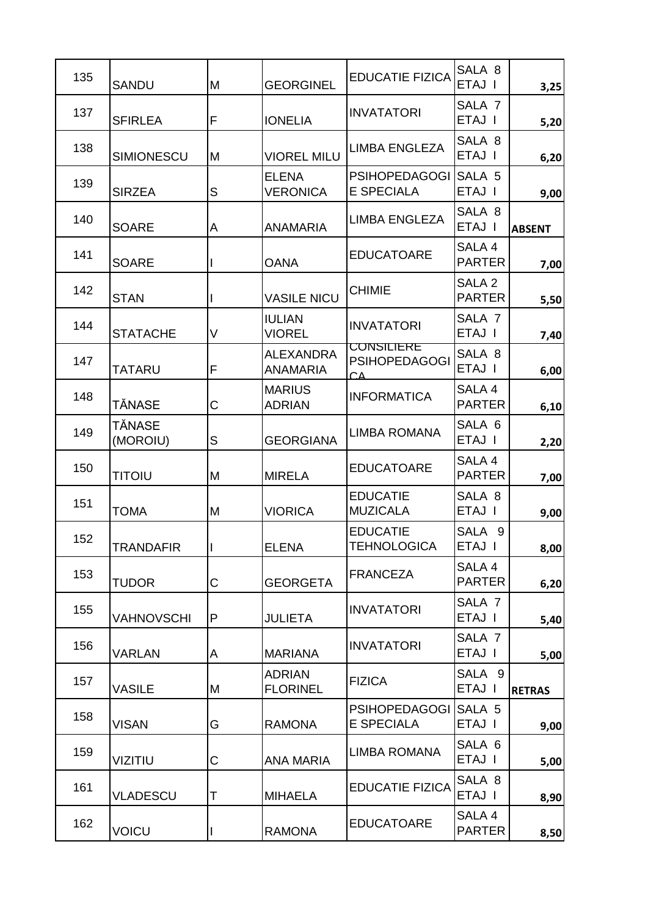| 135 | SANDU | M | GEORGINEL | EDUCATIE FIZICA | SALA 8 ETAJ I | 3,25 |
|---|---|---|---|---|---|---|
| 137 | SFIRLEA | F | IONELIA | INVATATORI | SALA 7 ETAJ I | 5,20 |
| 138 | SIMIONESCU | M | VIOREL MILU | LIMBA ENGLEZA | SALA 8 ETAJ I | 6,20 |
| 139 | SIRZEA | S | ELENA VERONICA | PSIHOPEDAGOGIE SPECIALA | SALA 5 ETAJ I | 9,00 |
| 140 | SOARE | A | ANAMARIA | LIMBA ENGLEZA | SALA 8 ETAJ I | ABSENT |
| 141 | SOARE | I | OANA | EDUCATOARE | SALA 4 PARTER | 7,00 |
| 142 | STAN | I | VASILE NICU | CHIMIE | SALA 2 PARTER | 5,50 |
| 144 | STATACHE | V | IULIAN VIOREL | INVATATORI | SALA 7 ETAJ I | 7,40 |
| 147 | TATARU | F | ALEXANDRA ANAMARIA | CONSILIERE PSIHOPEDAGOGICA | SALA 8 ETAJ I | 6,00 |
| 148 | TĂNASE | C | MARIUS ADRIAN | INFORMATICA | SALA 4 PARTER | 6,10 |
| 149 | TĂNASE (MOROIU) | S | GEORGIANA | LIMBA ROMANA | SALA 6 ETAJ I | 2,20 |
| 150 | TITOIU | M | MIRELA | EDUCATOARE | SALA 4 PARTER | 7,00 |
| 151 | TOMA | M | VIORICA | EDUCATIE MUZICALA | SALA 8 ETAJ I | 9,00 |
| 152 | TRANDAFIR | I | ELENA | EDUCATIE TEHNOLOGICA | SALA 9 ETAJ I | 8,00 |
| 153 | TUDOR | C | GEORGETA | FRANCEZA | SALA 4 PARTER | 6,20 |
| 155 | VAHNOVSCHI | P | JULIETA | INVATATORI | SALA 7 ETAJ I | 5,40 |
| 156 | VARLAN | A | MARIANA | INVATATORI | SALA 7 ETAJ I | 5,00 |
| 157 | VASILE | M | ADRIAN FLORINEL | FIZICA | SALA 9 ETAJ I | RETRAS |
| 158 | VISAN | G | RAMONA | PSIHOPEDAGOGIE SPECIALA | SALA 5 ETAJ I | 9,00 |
| 159 | VIZITIU | C | ANA MARIA | LIMBA ROMANA | SALA 6 ETAJ I | 5,00 |
| 161 | VLADESCU | T | MIHAELA | EDUCATIE FIZICA | SALA 8 ETAJ I | 8,90 |
| 162 | VOICU | I | RAMONA | EDUCATOARE | SALA 4 PARTER | 8,50 |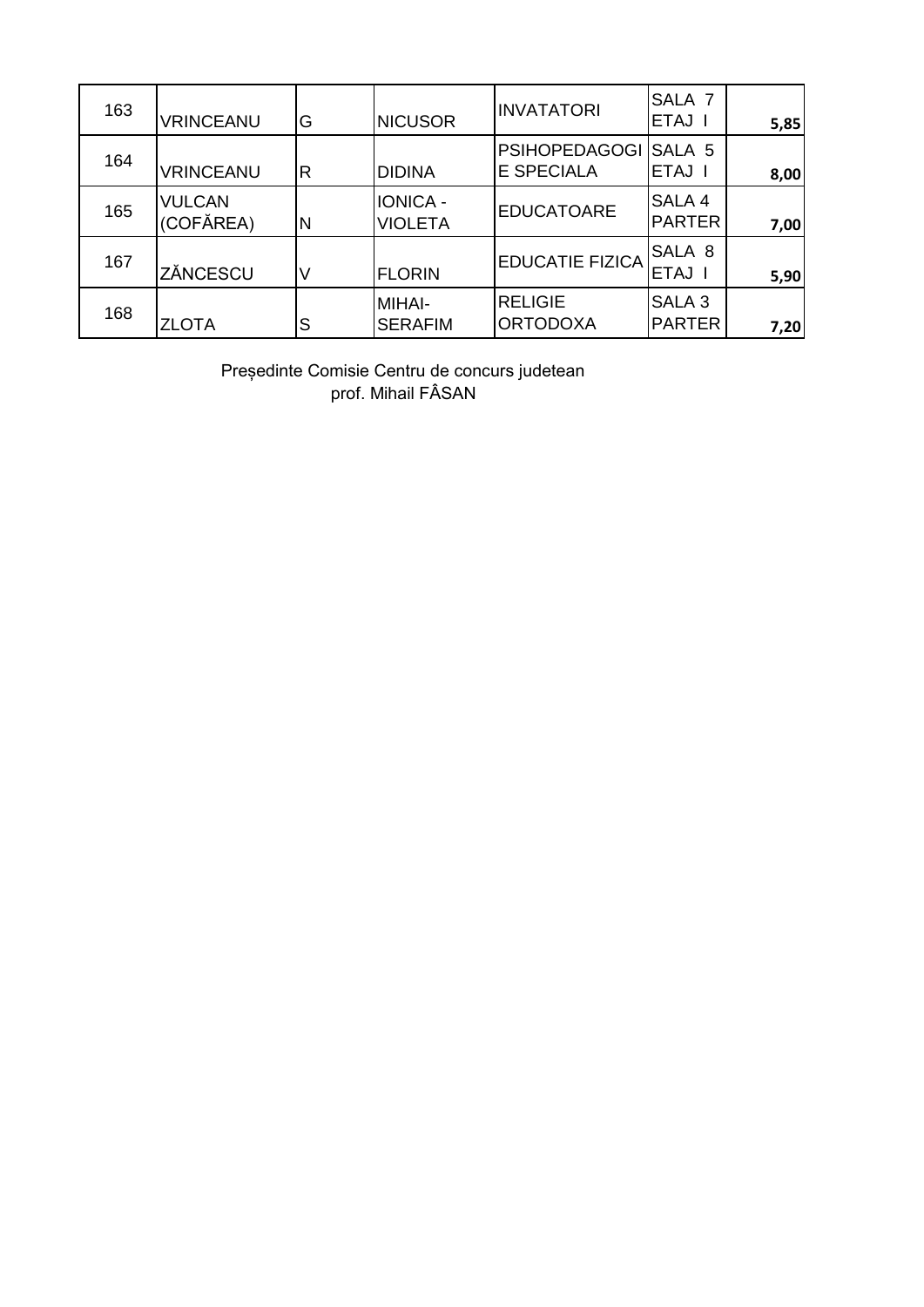| 163 | VRINCEANU | G | NICUSOR | INVATATORI | SALA 7 ETAJ I | 5,85 |
|---|---|---|---|---|---|---|
| 164 | VRINCEANU | R | DIDINA | PSIHOPEDAGOGIE SPECIALA | SALA 5 ETAJ I | 8,00 |
| 165 | VULCAN (COFĂREA) | N | IONICA - VIOLETA | EDUCATOARE | SALA 4 PARTER | 7,00 |
| 167 | ZĂNCESCU | V | FLORIN | EDUCATIE FIZICA | SALA 8 ETAJ I | 5,90 |
| 168 | ZLOTA | S | MIHAI-SERAFIM | RELIGIE ORTODOXA | SALA 3 PARTER | 7,20 |

Președinte Comisie Centru de concurs judetean
prof. Mihail FÂSAN